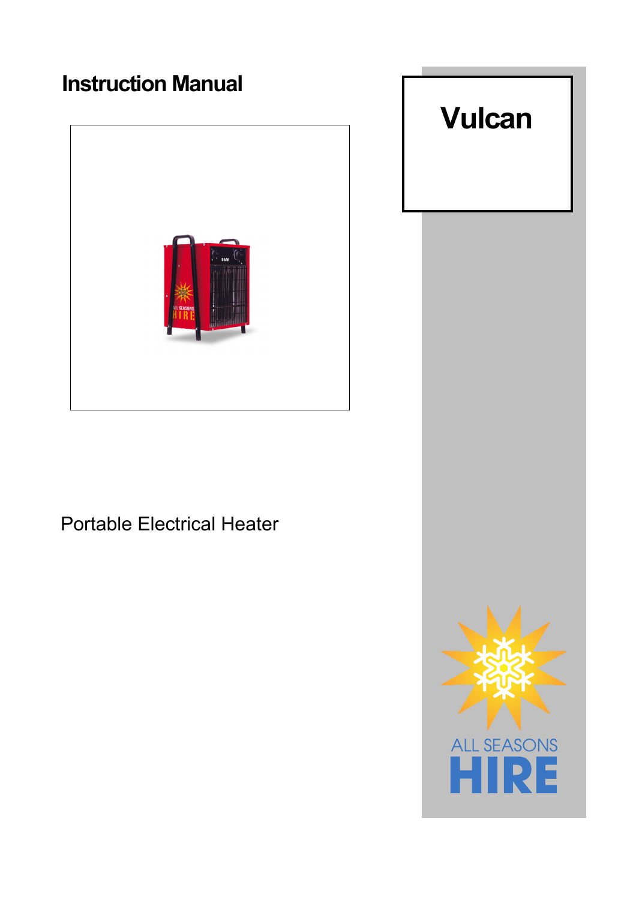# Instruction Manual

# Vulcan

Portable Electrical Heater

ALL SEASONS
HIRE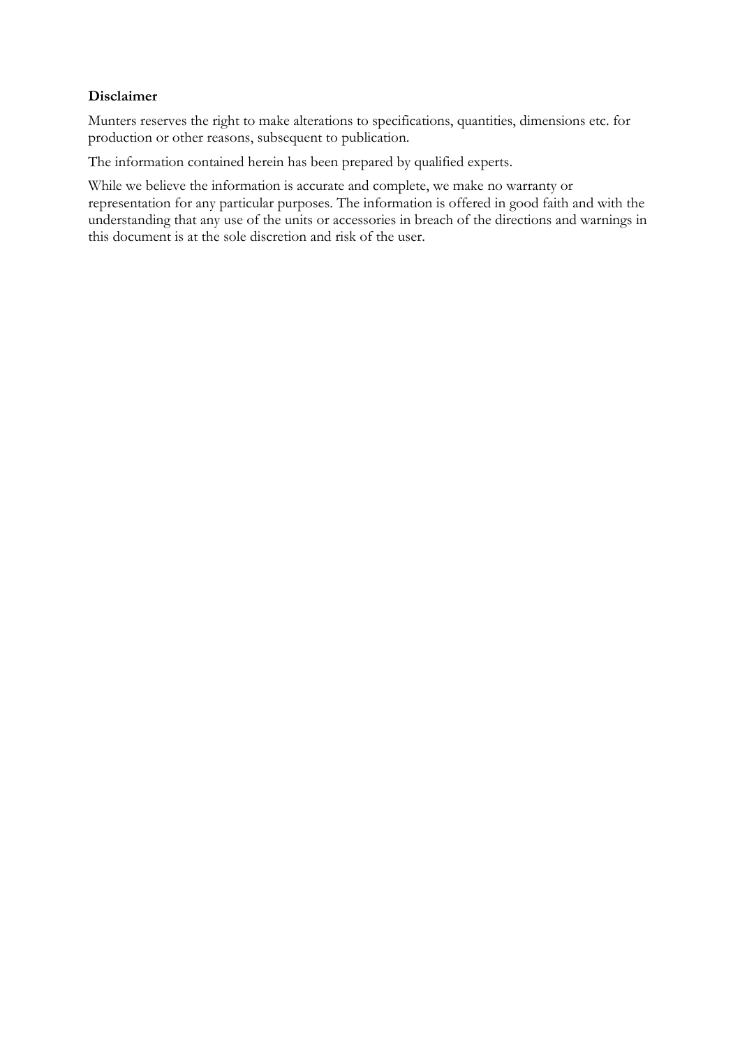**Disclaimer**

Munters reserves the right to make alterations to specifications, quantities, dimensions etc. for production or other reasons, subsequent to publication.

The information contained herein has been prepared by qualified experts.

While we believe the information is accurate and complete, we make no warranty or representation for any particular purposes. The information is offered in good faith and with the understanding that any use of the units or accessories in breach of the directions and warnings in this document is at the sole discretion and risk of the user.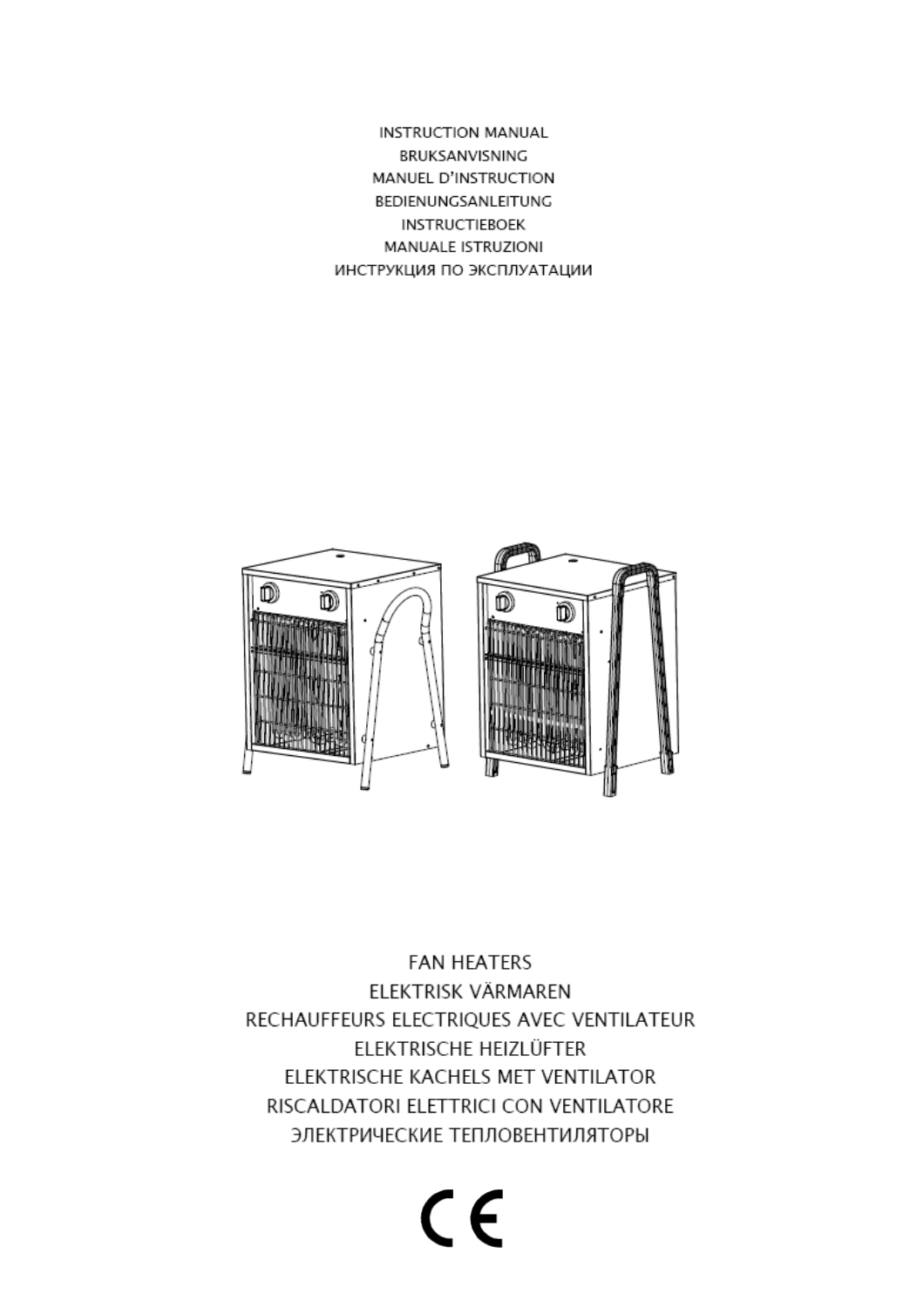INSTRUCTION MANUAL
BRUKSANVISNING
MANUEL D'INSTRUCTION
BEDIENUNGSANLEITUNG
INSTRUCTIEBOEK
MANUALE ISTRUZIONI
ИНСТРУКЦИЯ ПО ЭКСПЛУАТАЦИИ

FAN HEATERS
ELEKTRISK VÄRMAREN
RECHAUFFEURS ELECTRIQUES AVEC VENTILATEUR
ELEKTRISCHE HEIZLÜFTER
ELEKTRISCHE KACHELS MET VENTILATOR
RISCALDATORI ELETTRICI CON VENTILATORE
ЭЛЕКТРИЧЕСКИЕ ТЕПЛОВЕНТИЛЯТОРЫ

CE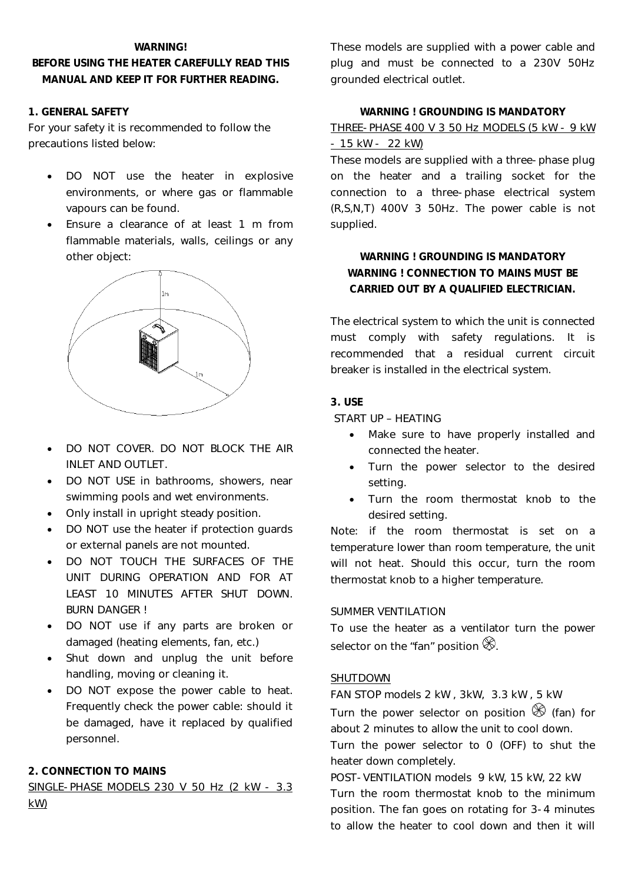**WARNING!**

**BEFORE USING THE HEATER CAREFULLY READ THIS MANUAL AND KEEP IT FOR FURTHER READING.**

**1. GENERAL SAFETY**

For your safety it is recommended to follow the precautions listed below:

- DO NOT use the heater in explosive environments, or where gas or flammable vapours can be found.
- Ensure a clearance of at least 1 m from flammable materials, walls, ceilings or any other object:
- DO NOT COVER. DO NOT BLOCK THE AIR INLET AND OUTLET.
- DO NOT USE in bathrooms, showers, near swimming pools and wet environments.
- Only install in upright steady position.
- DO NOT use the heater if protection guards or external panels are not mounted.
- DO NOT TOUCH THE SURFACES OF THE UNIT DURING OPERATION AND FOR AT LEAST 10 MINUTES AFTER SHUT DOWN. BURN DANGER !
- DO NOT use if any parts are broken or damaged (heating elements, fan, etc.)
- Shut down and unplug the unit before handling, moving or cleaning it.
- DO NOT expose the power cable to heat. Frequently check the power cable: should it be damaged, have it replaced by qualified personnel.

**2. CONNECTION TO MAINS**

SINGLE-PHASE MODELS 230 V 50 Hz (2 kW - 3.3 kW)

These models are supplied with a power cable and plug and must be connected to a 230V 50Hz grounded electrical outlet.

**WARNING ! GROUNDING IS MANDATORY**

THREE-PHASE 400 V 3 50 Hz MODELS (5 kW - 9 kW - 15 kW - 22 kW)

These models are supplied with a three-phase plug on the heater and a trailing socket for the connection to a three-phase electrical system (R,S,N,T) 400V 3 50Hz. The power cable is not supplied.

**WARNING ! GROUNDING IS MANDATORY**
**WARNING ! CONNECTION TO MAINS MUST BE CARRIED OUT BY A QUALIFIED ELECTRICIAN.**

The electrical system to which the unit is connected must comply with safety regulations. It is recommended that a residual current circuit breaker is installed in the electrical system.

**3. USE**

START UP – HEATING

- Make sure to have properly installed and connected the heater.
- Turn the power selector to the desired setting.
- Turn the room thermostat knob to the desired setting.

Note: if the room thermostat is set on a temperature lower than room temperature, the unit will not heat. Should this occur, turn the room thermostat knob to a higher temperature.

SUMMER VENTILATION

To use the heater as a ventilator turn the power selector on the "fan" position ❀.

SHUTDOWN

FAN STOP models 2 kW , 3kW, 3.3 kW , 5 kW

Turn the power selector on position ❀ (fan) for about 2 minutes to allow the unit to cool down.

Turn the power selector to 0 (OFF) to shut the heater down completely.

POST-VENTILATION models 9 kW, 15 kW, 22 kW

Turn the room thermostat knob to the minimum position. The fan goes on rotating for 3-4 minutes to allow the heater to cool down and then it will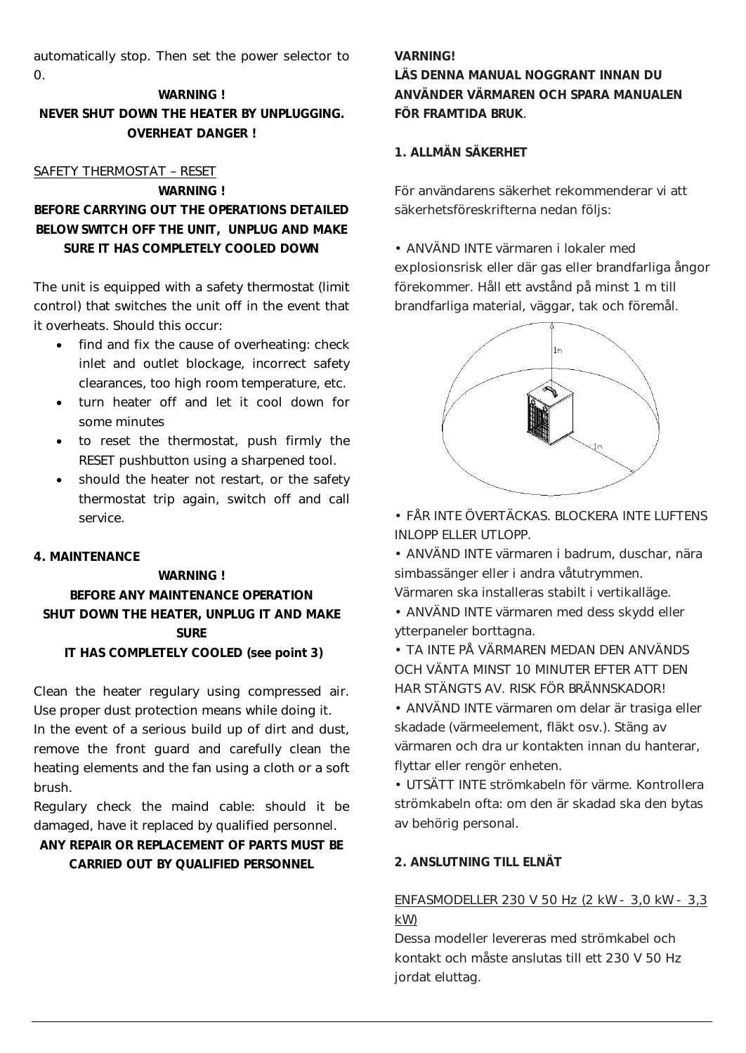automatically stop. Then set the power selector to 0.

**WARNING !**
**NEVER SHUT DOWN THE HEATER BY UNPLUGGING. OVERHEAT DANGER !**

SAFETY THERMOSTAT – RESET

**WARNING !**
**BEFORE CARRYING OUT THE OPERATIONS DETAILED BELOW SWITCH OFF THE UNIT, UNPLUG AND MAKE SURE IT HAS COMPLETELY COOLED DOWN**

The unit is equipped with a safety thermostat (limit control) that switches the unit off in the event that it overheats. Should this occur:

- find and fix the cause of overheating: check inlet and outlet blockage, incorrect safety clearances, too high room temperature, etc.
- turn heater off and let it cool down for some minutes
- to reset the thermostat, push firmly the RESET pushbutton using a sharpened tool.
- should the heater not restart, or the safety thermostat trip again, switch off and call service.

## 4. MAINTENANCE

**WARNING !**
**BEFORE ANY MAINTENANCE OPERATION SHUT DOWN THE HEATER, UNPLUG IT AND MAKE SURE IT HAS COMPLETELY COOLED (see point 3)**

Clean the heater regulary using compressed air. Use proper dust protection means while doing it.
In the event of a serious build up of dirt and dust, remove the front guard and carefully clean the heating elements and the fan using a cloth or a soft brush.
Regulary check the maind cable: should it be damaged, have it replaced by qualified personnel.

**ANY REPAIR OR REPLACEMENT OF PARTS MUST BE CARRIED OUT BY QUALIFIED PERSONNEL**

**VARNING!**
**LÄS DENNA MANUAL NOGGRANT INNAN DU ANVÄNDER VÄRMAREN OCH SPARA MANUALEN FÖR FRAMTIDA BRUK**.

## 1. ALLMÄN SÄKERHET

För användarens säkerhet rekommenderar vi att säkerhetsföreskrifterna nedan följs:

• ANVÄND INTE värmaren i lokaler med explosionsrisk eller där gas eller brandfarliga ångor förekommer. Håll ett avstånd på minst 1 m till brandfarliga material, väggar, tak och föremål.

• FÅR INTE ÖVERTÄCKAS. BLOCKERA INTE LUFTENS INLOPP ELLER UTLOPP.
• ANVÄND INTE värmaren i badrum, duschar, nära simbassänger eller i andra våtutrymmen. Värmaren ska installeras stabilt i vertikalläge.
• ANVÄND INTE värmaren med dess skydd eller ytterpaneler borttagna.
• TA INTE PÅ VÄRMAREN MEDAN DEN ANVÄNDS OCH VÄNTA MINST 10 MINUTER EFTER ATT DEN HAR STÄNGTS AV. RISK FÖR BRÄNNSKADOR!
• ANVÄND INTE värmaren om delar är trasiga eller skadade (värmeelement, fläkt osv.). Stäng av värmaren och dra ur kontakten innan du hanterar, flyttar eller rengör enheten.
• UTSÄTT INTE strömkabeln för värme. Kontrollera strömkabeln ofta: om den är skadad ska den bytas av behörig personal.

## 2. ANSLUTNING TILL ELNÄT

ENFASMODELLER 230 V 50 Hz (2 kW - 3,0 kW - 3,3 kW)

Dessa modeller levereras med strömkabel och kontakt och måste anslutas till ett 230 V 50 Hz jordat eluttag.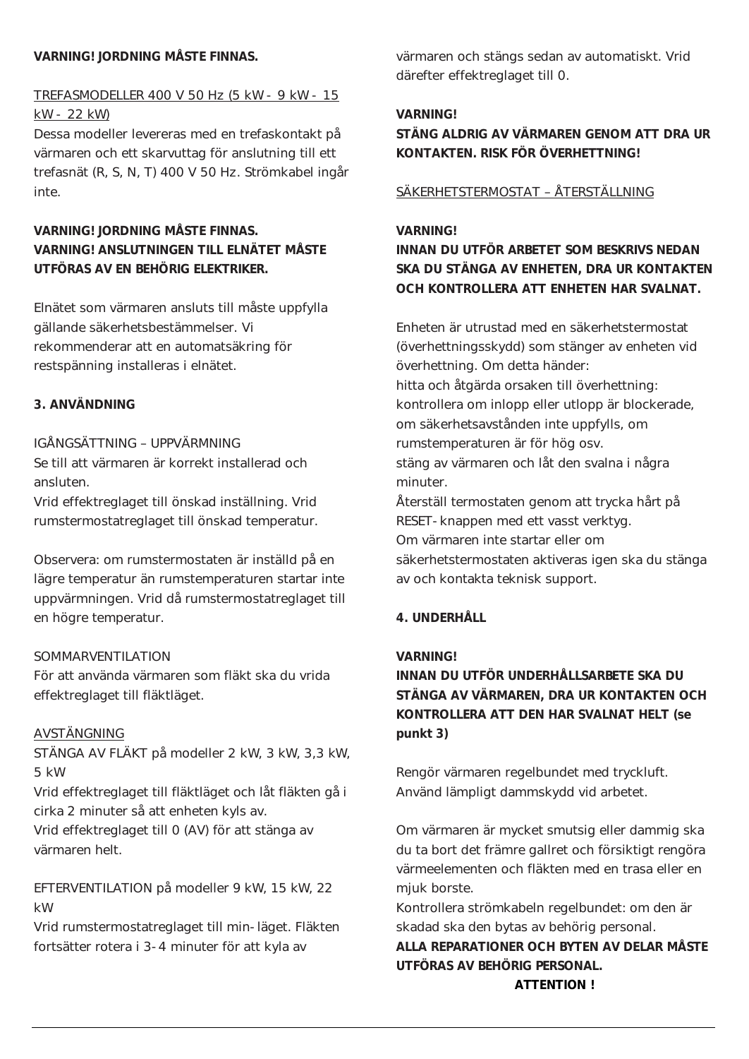**VARNING! JORDNING MÅSTE FINNAS.**

TREFASMODELLER 400 V 50 Hz (5 kW - 9 kW - 15 kW - 22 kW)
Dessa modeller levereras med en trefaskontakt på värmaren och ett skarvuttag för anslutning till ett trefasnät (R, S, N, T) 400 V 50 Hz. Strömkabel ingår inte.

**VARNING! JORDNING MÅSTE FINNAS.**
**VARNING! ANSLUTNINGEN TILL ELNÄTET MÅSTE UTFÖRAS AV EN BEHÖRIG ELEKTRIKER.**

Elnätet som värmaren ansluts till måste uppfylla gällande säkerhetsbestämmelser. Vi rekommenderar att en automatsäkring för restspänning installeras i elnätet.

## 3. ANVÄNDNING

IGÅNGSÄTTNING – UPPVÄRMNING
Se till att värmaren är korrekt installerad och ansluten.
Vrid effektreglaget till önskad inställning. Vrid rumstermostatreglaget till önskad temperatur.

Observera: om rumstermostaten är inställd på en lägre temperatur än rumstemperaturen startar inte uppvärmningen. Vrid då rumstermostatreglaget till en högre temperatur.

SOMMARVENTILATION
För att använda värmaren som fläkt ska du vrida effektreglaget till fläktläget.

AVSTÄNGNING
STÄNGA AV FLÄKT på modeller 2 kW, 3 kW, 3,3 kW, 5 kW
Vrid effektreglaget till fläktläget och låt fläkten gå i cirka 2 minuter så att enheten kyls av.
Vrid effektreglaget till 0 (AV) för att stänga av värmaren helt.

EFTERVENTILATION på modeller 9 kW, 15 kW, 22 kW
Vrid rumstermostatreglaget till min-läget. Fläkten fortsätter rotera i 3-4 minuter för att kyla av värmaren och stängs sedan av automatiskt. Vrid därefter effektreglaget till 0.

**VARNING!**
**STÄNG ALDRIG AV VÄRMAREN GENOM ATT DRA UR KONTAKTEN. RISK FÖR ÖVERHETTNING!**

SÄKERHETSTERMOSTAT – ÅTERSTÄLLNING

**VARNING!**
**INNAN DU UTFÖR ARBETET SOM BESKRIVS NEDAN SKA DU STÄNGA AV ENHETEN, DRA UR KONTAKTEN OCH KONTROLLERA ATT ENHETEN HAR SVALNAT.**

Enheten är utrustad med en säkerhetstermostat (överhettningsskydd) som stänger av enheten vid överhettning. Om detta händer:
hitta och åtgärda orsaken till överhettning: kontrollera om inlopp eller utlopp är blockerade, om säkerhetsavstånden inte uppfylls, om rumstemperaturen är för hög osv.
stäng av värmaren och låt den svalna i några minuter.
Återställ termostaten genom att trycka hårt på RESET-knappen med ett vasst verktyg.
Om värmaren inte startar eller om säkerhetstermostaten aktiveras igen ska du stänga av och kontakta teknisk support.

## 4. UNDERHÅLL

**VARNING!**
**INNAN DU UTFÖR UNDERHÅLLSARBETE SKA DU STÄNGA AV VÄRMAREN, DRA UR KONTAKTEN OCH KONTROLLERA ATT DEN HAR SVALNAT HELT (se punkt 3)**

Rengör värmaren regelbundet med tryckluft. Använd lämpligt dammskydd vid arbetet.

Om värmaren är mycket smutsig eller dammig ska du ta bort det främre gallret och försiktigt rengöra värmeelementen och fläkten med en trasa eller en mjuk borste.
Kontrollera strömkabeln regelbundet: om den är skadad ska den bytas av behörig personal.
**ALLA REPARATIONER OCH BYTEN AV DELAR MÅSTE UTFÖRAS AV BEHÖRIG PERSONAL.**

**ATTENTION !**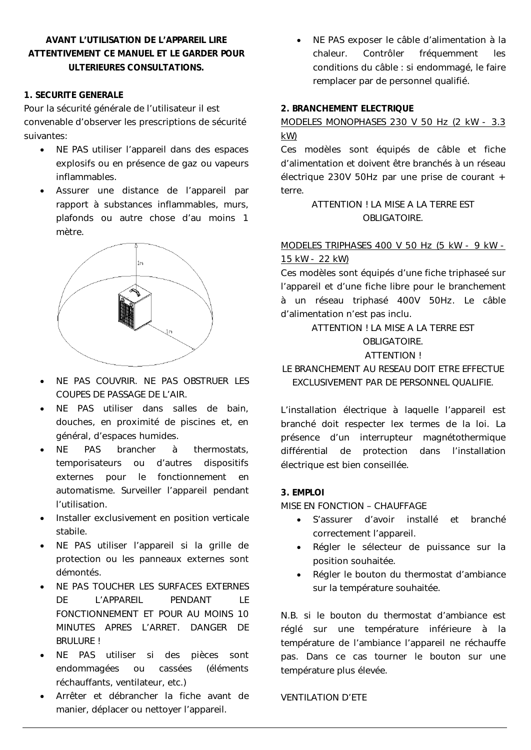**AVANT L'UTILISATION DE L'APPAREIL LIRE ATTENTIVEMENT CE MANUEL ET LE GARDER POUR ULTERIEURES CONSULTATIONS.**

**1. SECURITE GENERALE**

Pour la sécurité générale de l'utilisateur il est convenable d'observer les prescriptions de sécurité suivantes:

- NE PAS utiliser l'appareil dans des espaces explosifs ou en présence de gaz ou vapeurs inflammables.
- Assurer une distance de l'appareil par rapport à substances inflammables, murs, plafonds ou autre chose d'au moins 1 mètre.
- NE PAS COUVRIR. NE PAS OBSTRUER LES COUPES DE PASSAGE DE L'AIR.
- NE PAS utiliser dans salles de bain, douches, en proximité de piscines et, en général, d'espaces humides.
- NE PAS brancher à thermostats, temporisateurs ou d'autres dispositifs externes pour le fonctionnement en automatisme. Surveiller l'appareil pendant l'utilisation.
- Installer exclusivement en position verticale stabile.
- NE PAS utiliser l'appareil si la grille de protection ou les panneaux externes sont démontés.
- NE PAS TOUCHER LES SURFACES EXTERNES DE L'APPAREIL PENDANT LE FONCTIONNEMENT ET POUR AU MOINS 10 MINUTES APRES L'ARRET. DANGER DE BRULURE !
- NE PAS utiliser si des pièces sont endommagées ou cassées (éléments réchauffants, ventilateur, etc.)
- Arrêter et débrancher la fiche avant de manier, déplacer ou nettoyer l'appareil.
- NE PAS exposer le câble d'alimentation à la chaleur. Contrôler fréquemment les conditions du câble : si endommagé, le faire remplacer par de personnel qualifié.

**2. BRANCHEMENT ELECTRIQUE**

MODELES MONOPHASES 230 V 50 Hz (2 kW - 3.3 kW)

Ces modèles sont équipés de câble et fiche d'alimentation et doivent être branchés à un réseau électrique 230V 50Hz par une prise de courant + terre.

ATTENTION ! LA MISE A LA TERRE EST OBLIGATOIRE.

MODELES TRIPHASES 400 V 50 Hz (5 kW - 9 kW - 15 kW - 22 kW)

Ces modèles sont équipés d'une fiche triphaseé sur l'appareil et d'une fiche libre pour le branchement à un réseau triphasé 400V 50Hz. Le câble d'alimentation n'est pas inclu.

ATTENTION ! LA MISE A LA TERRE EST OBLIGATOIRE.

ATTENTION !

LE BRANCHEMENT AU RESEAU DOIT ETRE EFFECTUE EXCLUSIVEMENT PAR DE PERSONNEL QUALIFIE.

L'installation électrique à laquelle l'appareil est branché doit respecter lex termes de la loi. La présence d'un interrupteur magnétothermique différential de protection dans l'installation électrique est bien conseillée.

**3. EMPLOI**

MISE EN FONCTION – CHAUFFAGE

- S'assurer d'avoir installé et branché correctement l'appareil.
- Régler le sélecteur de puissance sur la position souhaitée.
- Régler le bouton du thermostat d'ambiance sur la température souhaitée.

N.B. si le bouton du thermostat d'ambiance est réglé sur une température inférieure à la température de l'ambiance l'appareil ne réchauffe pas. Dans ce cas tourner le bouton sur une température plus élevée.

VENTILATION D'ETE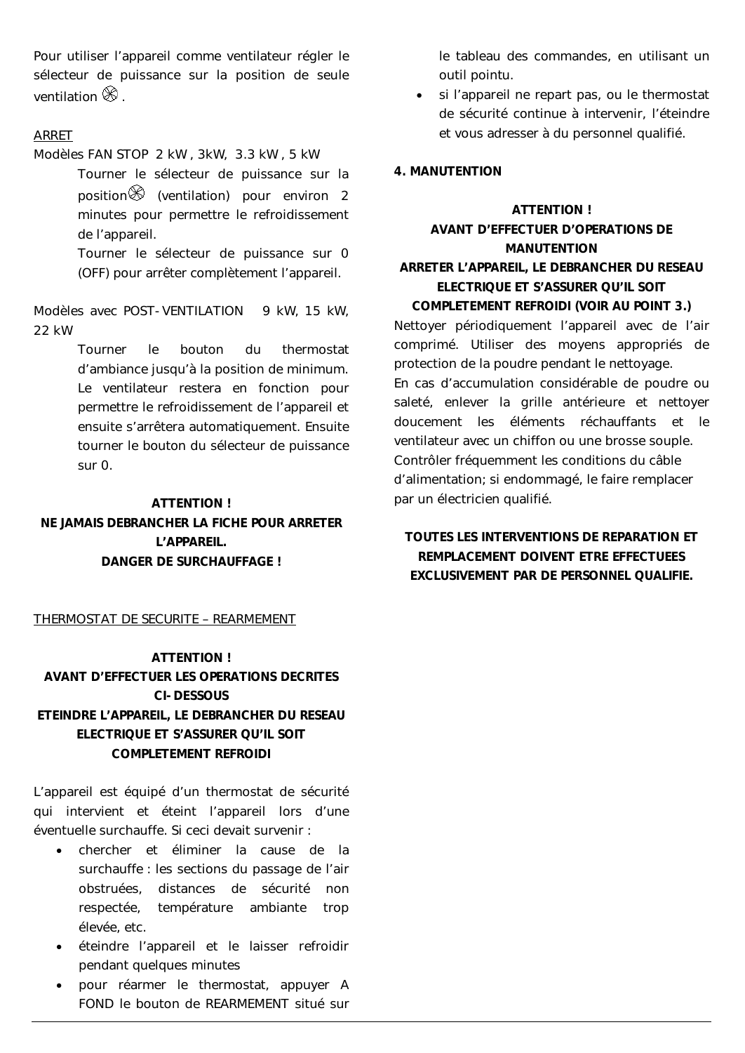Pour utiliser l'appareil comme ventilateur régler le sélecteur de puissance sur la position de seule ventilation ⊗.

ARRET

Modèles FAN STOP 2 kW , 3kW, 3.3 kW , 5 kW

> Tourner le sélecteur de puissance sur la position ⊗ (ventilation) pour environ 2 minutes pour permettre le refroidissement de l'appareil.
>
> Tourner le sélecteur de puissance sur 0 (OFF) pour arrêter complètement l'appareil.

Modèles avec POST-VENTILATION 9 kW, 15 kW, 22 kW

> Tourner le bouton du thermostat d'ambiance jusqu'à la position de minimum. Le ventilateur restera en fonction pour permettre le refroidissement de l'appareil et ensuite s'arrêtera automatiquement. Ensuite tourner le bouton du sélecteur de puissance sur 0.

**ATTENTION !**
**NE JAMAIS DEBRANCHER LA FICHE POUR ARRETER L'APPAREIL.**
**DANGER DE SURCHAUFFAGE !**

THERMOSTAT DE SECURITE – REARMEMENT

**ATTENTION !**
**AVANT D'EFFECTUER LES OPERATIONS DECRITES CI-DESSOUS**
**ETEINDRE L'APPAREIL, LE DEBRANCHER DU RESEAU ELECTRIQUE ET S'ASSURER QU'IL SOIT COMPLETEMENT REFROIDI**

L'appareil est équipé d'un thermostat de sécurité qui intervient et éteint l'appareil lors d'une éventuelle surchauffe. Si ceci devait survenir :

- chercher et éliminer la cause de la surchauffe : les sections du passage de l'air obstruées, distances de sécurité non respectée, température ambiante trop élevée, etc.
- éteindre l'appareil et le laisser refroidir pendant quelques minutes
- pour réarmer le thermostat, appuyer A FOND le bouton de REARMEMENT situé sur le tableau des commandes, en utilisant un outil pointu.
- si l'appareil ne repart pas, ou le thermostat de sécurité continue à intervenir, l'éteindre et vous adresser à du personnel qualifié.

**4. MANUTENTION**

**ATTENTION !**
**AVANT D'EFFECTUER D'OPERATIONS DE MANUTENTION**
**ARRETER L'APPAREIL, LE DEBRANCHER DU RESEAU ELECTRIQUE ET S'ASSURER QU'IL SOIT COMPLETEMENT REFROIDI (VOIR AU POINT 3.)**

Nettoyer périodiquement l'appareil avec de l'air comprimé. Utiliser des moyens appropriés de protection de la poudre pendant le nettoyage.
En cas d'accumulation considérable de poudre ou saleté, enlever la grille antérieure et nettoyer doucement les éléments réchauffants et le ventilateur avec un chiffon ou une brosse souple.
Contrôler fréquemment les conditions du câble d'alimentation; si endommagé, le faire remplacer par un électricien qualifié.

**TOUTES LES INTERVENTIONS DE REPARATION ET REMPLACEMENT DOIVENT ETRE EFFECTUEES EXCLUSIVEMENT PAR DE PERSONNEL QUALIFIE.**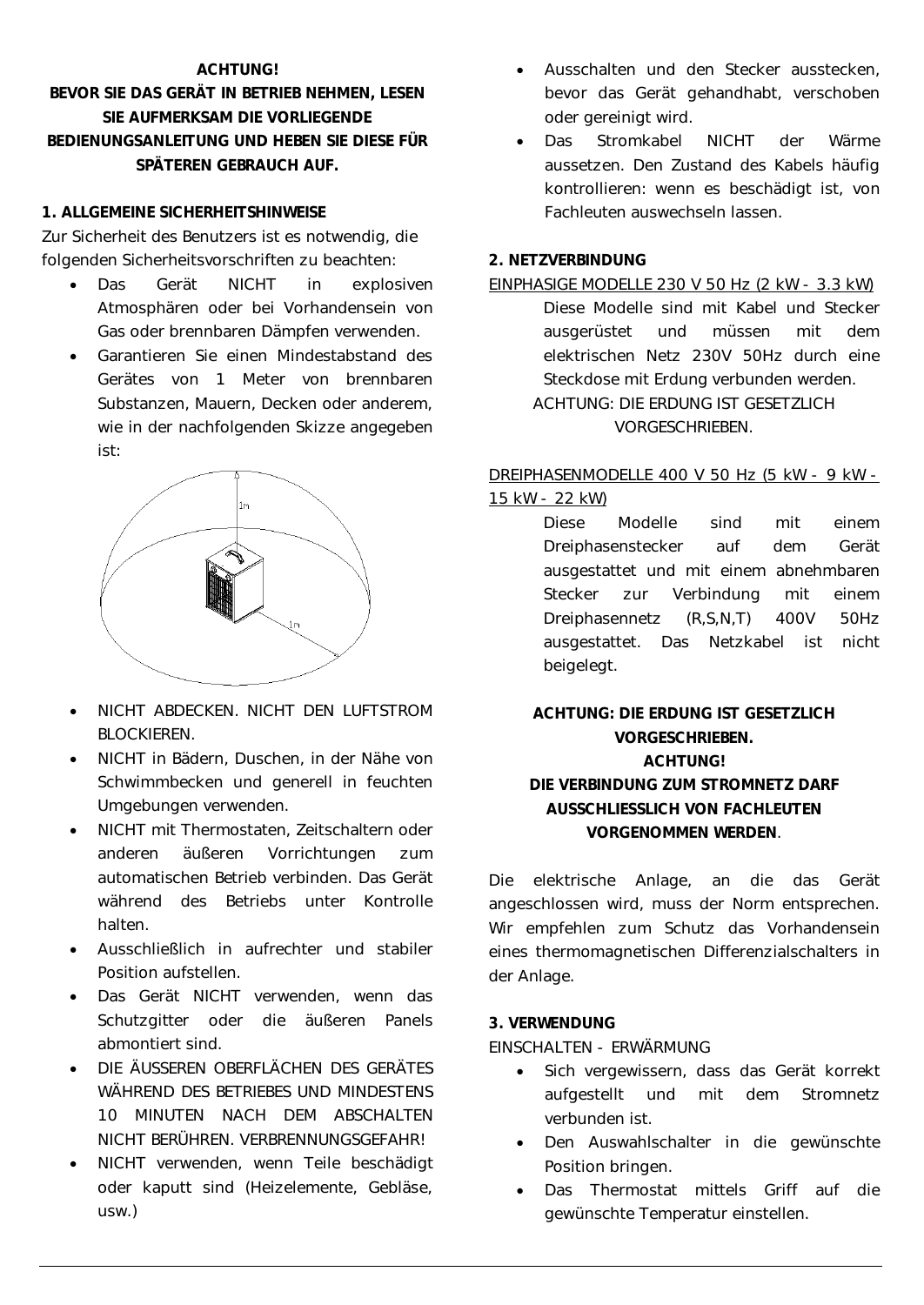**ACHTUNG!**
**BEVOR SIE DAS GERÄT IN BETRIEB NEHMEN, LESEN SIE AUFMERKSAM DIE VORLIEGENDE BEDIENUNGSANLEITUNG UND HEBEN SIE DIESE FÜR SPÄTEREN GEBRAUCH AUF.**

## 1. ALLGEMEINE SICHERHEITSHINWEISE

Zur Sicherheit des Benutzers ist es notwendig, die folgenden Sicherheitsvorschriften zu beachten:

- Das Gerät NICHT in explosiven Atmosphären oder bei Vorhandensein von Gas oder brennbaren Dämpfen verwenden.
- Garantieren Sie einen Mindestabstand des Gerätes von 1 Meter von brennbaren Substanzen, Mauern, Decken oder anderem, wie in der nachfolgenden Skizze angegeben ist:
- NICHT ABDECKEN. NICHT DEN LUFTSTROM BLOCKIEREN.
- NICHT in Bädern, Duschen, in der Nähe von Schwimmbecken und generell in feuchten Umgebungen verwenden.
- NICHT mit Thermostaten, Zeitschaltern oder anderen äußeren Vorrichtungen zum automatischen Betrieb verbinden. Das Gerät während des Betriebs unter Kontrolle halten.
- Ausschließlich in aufrechter und stabiler Position aufstellen.
- Das Gerät NICHT verwenden, wenn das Schutzgitter oder die äußeren Panels abmontiert sind.
- DIE ÄUSSEREN OBERFLÄCHEN DES GERÄTES WÄHREND DES BETRIEBES UND MINDESTENS 10 MINUTEN NACH DEM ABSCHALTEN NICHT BERÜHREN. VERBRENNUNGSGEFAHR!
- NICHT verwenden, wenn Teile beschädigt oder kaputt sind (Heizelemente, Gebläse, usw.)
- Ausschalten und den Stecker ausstecken, bevor das Gerät gehandhabt, verschoben oder gereinigt wird.
- Das Stromkabel NICHT der Wärme aussetzen. Den Zustand des Kabels häufig kontrollieren: wenn es beschädigt ist, von Fachleuten auswechseln lassen.

## 2. NETZVERBINDUNG

EINPHASIGE MODELLE 230 V 50 Hz (2 kW - 3.3 kW)

Diese Modelle sind mit Kabel und Stecker ausgerüstet und müssen mit dem elektrischen Netz 230V 50Hz durch eine Steckdose mit Erdung verbunden werden.

ACHTUNG: DIE ERDUNG IST GESETZLICH VORGESCHRIEBEN.

DREIPHASENMODELLE 400 V 50 Hz (5 kW - 9 kW - 15 kW - 22 kW)

Diese Modelle sind mit einem Dreiphasenstecker auf dem Gerät ausgestattet und mit einem abnehmbaren Stecker zur Verbindung mit einem Dreiphasennetz (R,S,N,T) 400V 50Hz ausgestattet. Das Netzkabel ist nicht beigelegt.

**ACHTUNG: DIE ERDUNG IST GESETZLICH VORGESCHRIEBEN.**
**ACHTUNG!**
**DIE VERBINDUNG ZUM STROMNETZ DARF AUSSCHLIESSLICH VON FACHLEUTEN VORGENOMMEN WERDEN**.

Die elektrische Anlage, an die das Gerät angeschlossen wird, muss der Norm entsprechen. Wir empfehlen zum Schutz das Vorhandensein eines thermomagnetischen Differenzialschalters in der Anlage.

## 3. VERWENDUNG

EINSCHALTEN - ERWÄRMUNG

- Sich vergewissern, dass das Gerät korrekt aufgestellt und mit dem Stromnetz verbunden ist.
- Den Auswahlschalter in die gewünschte Position bringen.
- Das Thermostat mittels Griff auf die gewünschte Temperatur einstellen.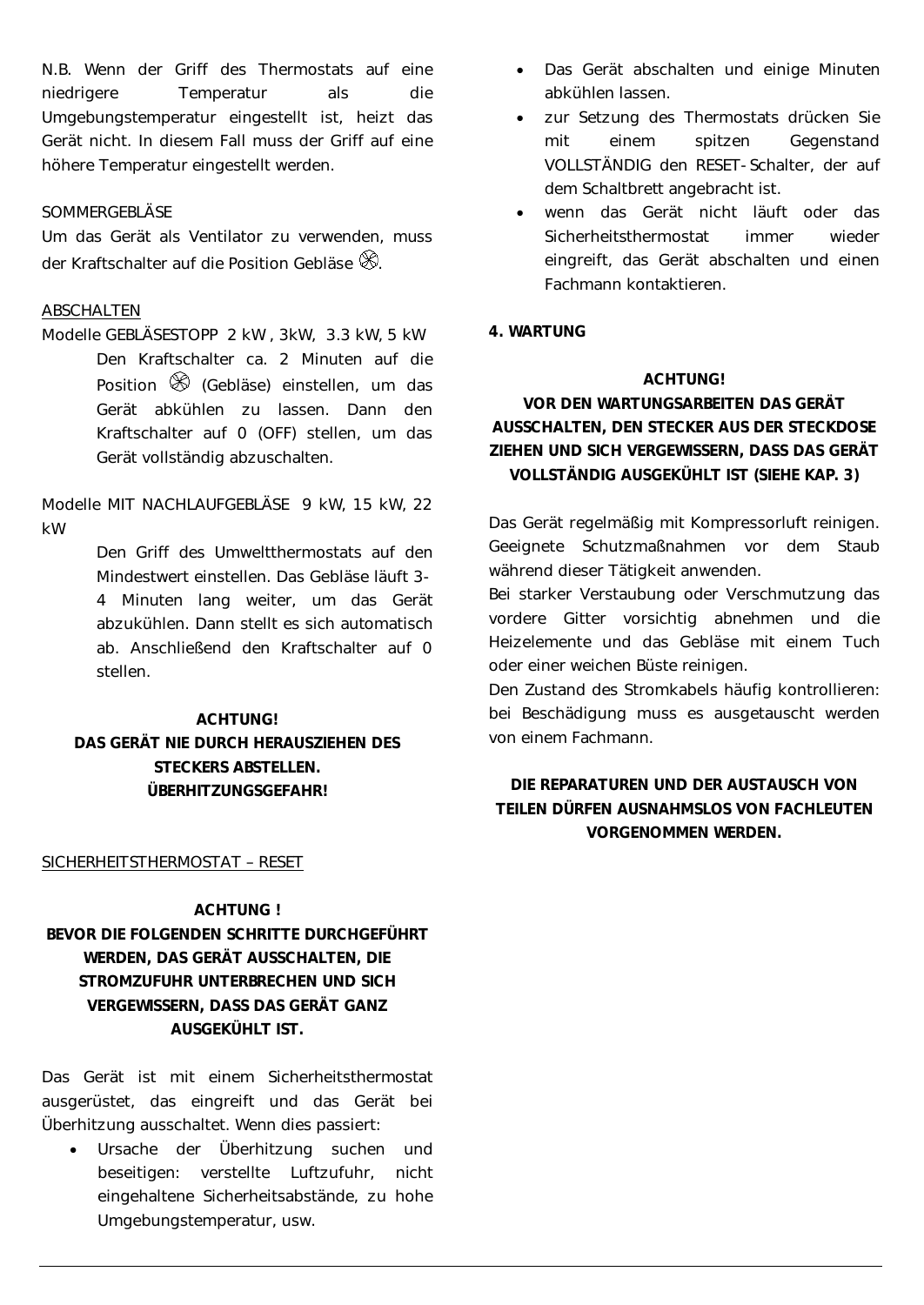N.B. Wenn der Griff des Thermostats auf eine niedrigere Temperatur als die Umgebungstemperatur eingestellt ist, heizt das Gerät nicht. In diesem Fall muss der Griff auf eine höhere Temperatur eingestellt werden.

SOMMERGEBLÄSE

Um das Gerät als Ventilator zu verwenden, muss der Kraftschalter auf die Position Gebläse ⊗.

ABSCHALTEN

Modelle GEBLÄSESTOPP 2 kW , 3kW, 3.3 kW, 5 kW

> Den Kraftschalter ca. 2 Minuten auf die Position ⊗ (Gebläse) einstellen, um das Gerät abkühlen zu lassen. Dann den Kraftschalter auf 0 (OFF) stellen, um das Gerät vollständig abzuschalten.

Modelle MIT NACHLAUFGEBLÄSE 9 kW, 15 kW, 22 kW

> Den Griff des Umweltthermostats auf den Mindestwert einstellen. Das Gebläse läuft 3-4 Minuten lang weiter, um das Gerät abzukühlen. Dann stellt es sich automatisch ab. Anschließend den Kraftschalter auf 0 stellen.

**ACHTUNG!**
**DAS GERÄT NIE DURCH HERAUSZIEHEN DES STECKERS ABSTELLEN. ÜBERHITZUNGSGEFAHR!**

SICHERHEITSTHERMOSTAT – RESET

**ACHTUNG !**
**BEVOR DIE FOLGENDEN SCHRITTE DURCHGEFÜHRT WERDEN, DAS GERÄT AUSSCHALTEN, DIE STROMZUFUHR UNTERBRECHEN UND SICH VERGEWISSERN, DASS DAS GERÄT GANZ AUSGEKÜHLT IST.**

Das Gerät ist mit einem Sicherheitsthermostat ausgerüstet, das eingreift und das Gerät bei Überhitzung ausschaltet. Wenn dies passiert:

- Ursache der Überhitzung suchen und beseitigen: verstellte Luftzufuhr, nicht eingehaltene Sicherheitsabstände, zu hohe Umgebungstemperatur, usw.
- Das Gerät abschalten und einige Minuten abkühlen lassen.
- zur Setzung des Thermostats drücken Sie mit einem spitzen Gegenstand VOLLSTÄNDIG den RESET-Schalter, der auf dem Schaltbrett angebracht ist.
- wenn das Gerät nicht läuft oder das Sicherheitsthermostat immer wieder eingreift, das Gerät abschalten und einen Fachmann kontaktieren.

## 4. WARTUNG

**ACHTUNG!**
**VOR DEN WARTUNGSARBEITEN DAS GERÄT AUSSCHALTEN, DEN STECKER AUS DER STECKDOSE ZIEHEN UND SICH VERGEWISSERN, DASS DAS GERÄT VOLLSTÄNDIG AUSGEKÜHLT IST (SIEHE KAP. 3)**

Das Gerät regelmäßig mit Kompressorluft reinigen. Geeignete Schutzmaßnahmen vor dem Staub während dieser Tätigkeit anwenden.

Bei starker Verstaubung oder Verschmutzung das vordere Gitter vorsichtig abnehmen und die Heizelemente und das Gebläse mit einem Tuch oder einer weichen Büste reinigen.

Den Zustand des Stromkabels häufig kontrollieren: bei Beschädigung muss es ausgetauscht werden von einem Fachmann.

**DIE REPARATUREN UND DER AUSTAUSCH VON TEILEN DÜRFEN AUSNAHMSLOS VON FACHLEUTEN VORGENOMMEN WERDEN.**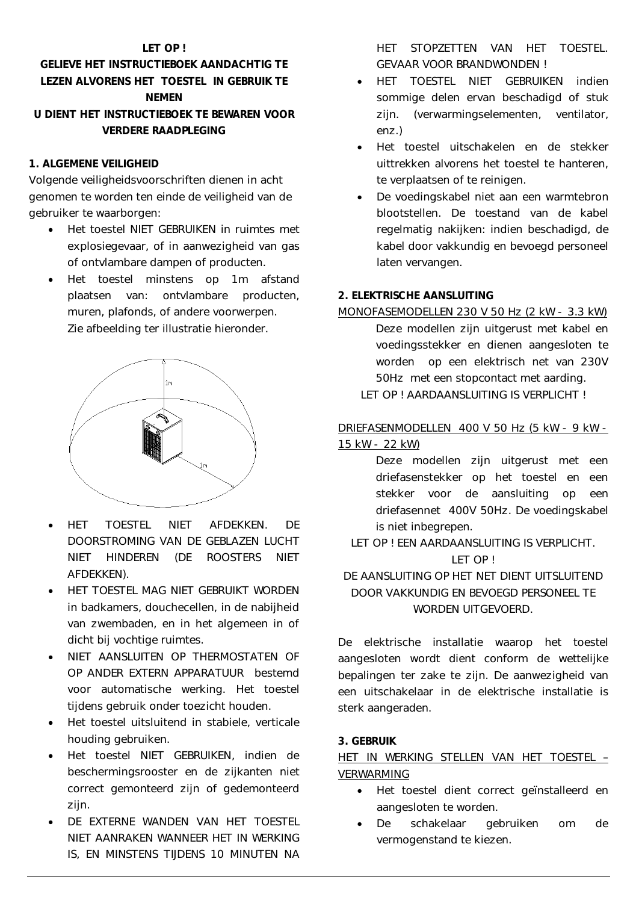**LET OP !**

**GELIEVE HET INSTRUCTIEBOEK AANDACHTIG TE LEZEN ALVORENS HET TOESTEL IN GEBRUIK TE NEMEN**

**U DIENT HET INSTRUCTIEBOEK TE BEWAREN VOOR VERDERE RAADPLEGING**

## 1. ALGEMENE VEILIGHEID

Volgende veiligheidsvoorschriften dienen in acht genomen te worden ten einde de veiligheid van de gebruiker te waarborgen:

- Het toestel NIET GEBRUIKEN in ruimtes met explosiegevaar, of in aanwezigheid van gas of ontvlambare dampen of producten.
- Het toestel minstens op 1m afstand plaatsen van: ontvlambare producten, muren, plafonds, of andere voorwerpen. Zie afbeelding ter illustratie hieronder.
- HET TOESTEL NIET AFDEKKEN. DE DOORSTROMING VAN DE GEBLAZEN LUCHT NIET HINDEREN (DE ROOSTERS NIET AFDEKKEN).
- HET TOESTEL MAG NIET GEBRUIKT WORDEN in badkamers, douchecellen, in de nabijheid van zwembaden, en in het algemeen in of dicht bij vochtige ruimtes.
- NIET AANSLUITEN OP THERMOSTATEN OF OP ANDER EXTERN APPARATUUR bestemd voor automatische werking. Het toestel tijdens gebruik onder toezicht houden.
- Het toestel uitsluitend in stabiele, verticale houding gebruiken.
- Het toestel NIET GEBRUIKEN, indien de beschermingsrooster en de zijkanten niet correct gemonteerd zijn of gedemonteerd zijn.
- DE EXTERNE WANDEN VAN HET TOESTEL NIET AANRAKEN WANNEER HET IN WERKING IS, EN MINSTENS TIJDENS 10 MINUTEN NA HET STOPZETTEN VAN HET TOESTEL. GEVAAR VOOR BRANDWONDEN !
- HET TOESTEL NIET GEBRUIKEN indien sommige delen ervan beschadigd of stuk zijn. (verwarmingselementen, ventilator, enz.)
- Het toestel uitschakelen en de stekker uittrekken alvorens het toestel te hanteren, te verplaatsen of te reinigen.
- De voedingskabel niet aan een warmtebron blootstellen. De toestand van de kabel regelmatig nakijken: indien beschadigd, de kabel door vakkundig en bevoegd personeel laten vervangen.

## 2. ELEKTRISCHE AANSLUITING

MONOFASEMODELLEN 230 V 50 Hz (2 kW - 3.3 kW)

Deze modellen zijn uitgerust met kabel en voedingsstekker en dienen aangesloten te worden op een elektrisch net van 230V 50Hz met een stopcontact met aarding.

LET OP ! AARDAANSLUITING IS VERPLICHT !

DRIEFASENMODELLEN 400 V 50 Hz (5 kW - 9 kW - 15 kW - 22 kW)

Deze modellen zijn uitgerust met een driefasenstekker op het toestel en een stekker voor de aansluiting op een driefasennet 400V 50Hz. De voedingskabel is niet inbegrepen.

LET OP ! EEN AARDAANSLUITING IS VERPLICHT.

LET OP !

DE AANSLUITING OP HET NET DIENT UITSLUITEND DOOR VAKKUNDIG EN BEVOEGD PERSONEEL TE WORDEN UITGEVOERD.

De elektrische installatie waarop het toestel aangesloten wordt dient conform de wettelijke bepalingen ter zake te zijn. De aanwezigheid van een uitschakelaar in de elektrische installatie is sterk aangeraden.

## 3. GEBRUIK

HET IN WERKING STELLEN VAN HET TOESTEL – VERWARMING

- Het toestel dient correct geïnstalleerd en aangesloten te worden.
- De schakelaar gebruiken om de vermogenstand te kiezen.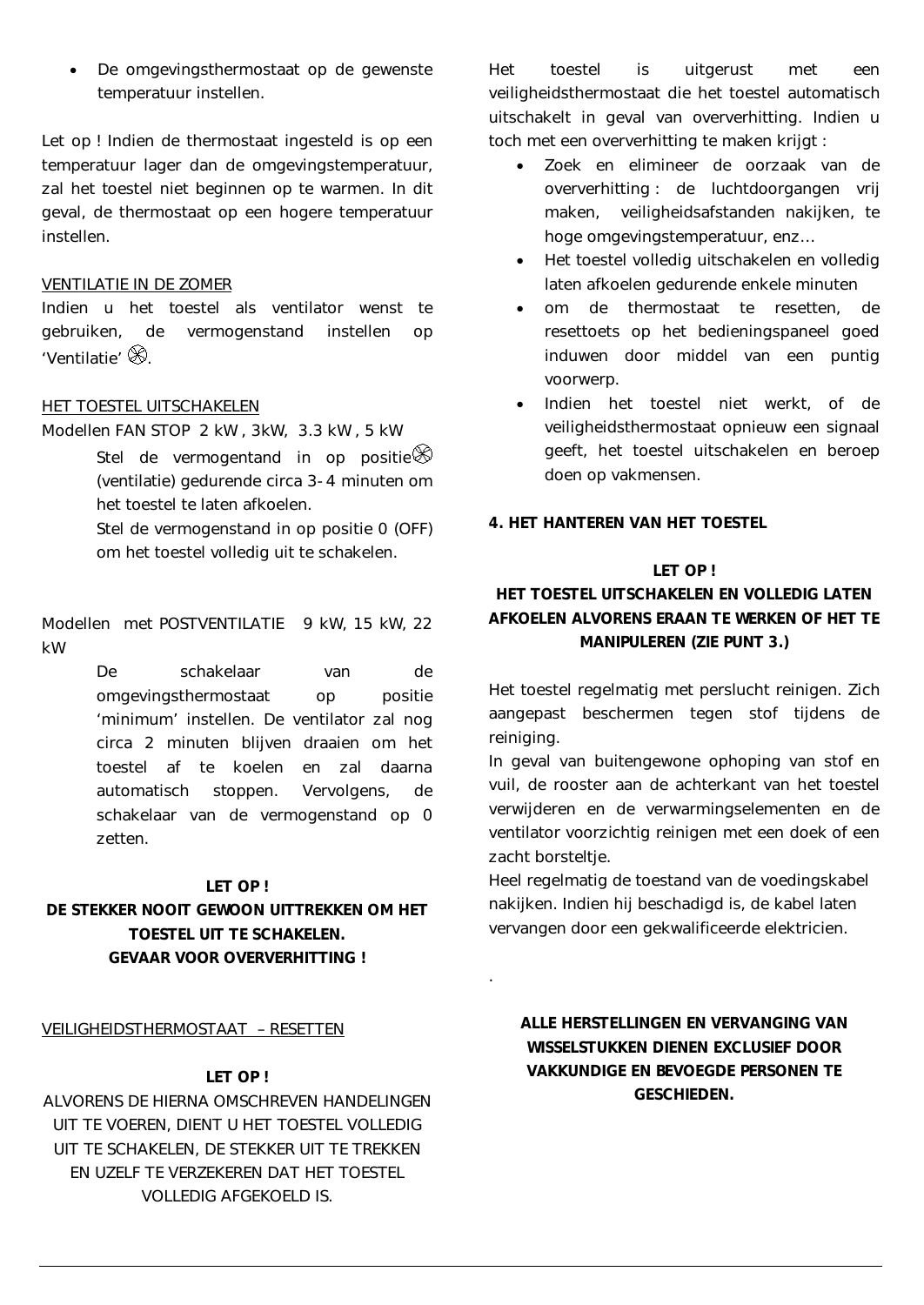- De omgevingsthermostaat op de gewenste temperatuur instellen.

Let op ! Indien de thermostaat ingesteld is op een temperatuur lager dan de omgevingstemperatuur, zal het toestel niet beginnen op te warmen. In dit geval, de thermostaat op een hogere temperatuur instellen.

VENTILATIE IN DE ZOMER

Indien u het toestel als ventilator wenst te gebruiken, de vermogenstand instellen op 'Ventilatie' ⊗.

HET TOESTEL UITSCHAKELEN

Modellen FAN STOP 2 kW , 3kW, 3.3 kW , 5 kW

> Stel de vermogentand in op positie⊗ (ventilatie) gedurende circa 3-4 minuten om het toestel te laten afkoelen.
>
> Stel de vermogenstand in op positie 0 (OFF) om het toestel volledig uit te schakelen.

Modellen met POSTVENTILATIE 9 kW, 15 kW, 22 kW

> De schakelaar van de omgevingsthermostaat op positie 'minimum' instellen. De ventilator zal nog circa 2 minuten blijven draaien om het toestel af te koelen en zal daarna automatisch stoppen. Vervolgens, de schakelaar van de vermogenstand op 0 zetten.

**LET OP !**

**DE STEKKER NOOIT GEWOON UITTREKKEN OM HET TOESTEL UIT TE SCHAKELEN. GEVAAR VOOR OVERVERHITTING !**

VEILIGHEIDSTHERMOSTAAT – RESETTEN

**LET OP !**

ALVORENS DE HIERNA OMSCHREVEN HANDELINGEN UIT TE VOEREN, DIENT U HET TOESTEL VOLLEDIG UIT TE SCHAKELEN, DE STEKKER UIT TE TREKKEN EN UZELF TE VERZEKEREN DAT HET TOESTEL VOLLEDIG AFGEKOELD IS.

Het toestel is uitgerust met een veiligheidsthermostaat die het toestel automatisch uitschakelt in geval van oververhitting. Indien u toch met een oververhitting te maken krijgt :

- Zoek en elimineer de oorzaak van de oververhitting : de luchtdoorgangen vrij maken, veiligheidsafstanden nakijken, te hoge omgevingstemperatuur, enz…
- Het toestel volledig uitschakelen en volledig laten afkoelen gedurende enkele minuten
- om de thermostaat te resetten, de resettoets op het bedieningspaneel goed induwen door middel van een puntig voorwerp.
- Indien het toestel niet werkt, of de veiligheidsthermostaat opnieuw een signaal geeft, het toestel uitschakelen en beroep doen op vakmensen.

**4. HET HANTEREN VAN HET TOESTEL**

**LET OP !**

**HET TOESTEL UITSCHAKELEN EN VOLLEDIG LATEN AFKOELEN ALVORENS ERAAN TE WERKEN OF HET TE MANIPULEREN (ZIE PUNT 3.)**

Het toestel regelmatig met perslucht reinigen. Zich aangepast beschermen tegen stof tijdens de reiniging.

In geval van buitengewone ophoping van stof en vuil, de rooster aan de achterkant van het toestel verwijderen en de verwarmingselementen en de ventilator voorzichtig reinigen met een doek of een zacht borsteltje.

Heel regelmatig de toestand van de voedingskabel nakijken. Indien hij beschadigd is, de kabel laten vervangen door een gekwalificeerde elektricien.

**ALLE HERSTELLINGEN EN VERVANGING VAN WISSELSTUKKEN DIENEN EXCLUSIEF DOOR VAKKUNDIGE EN BEVOEGDE PERSONEN TE GESCHIEDEN.**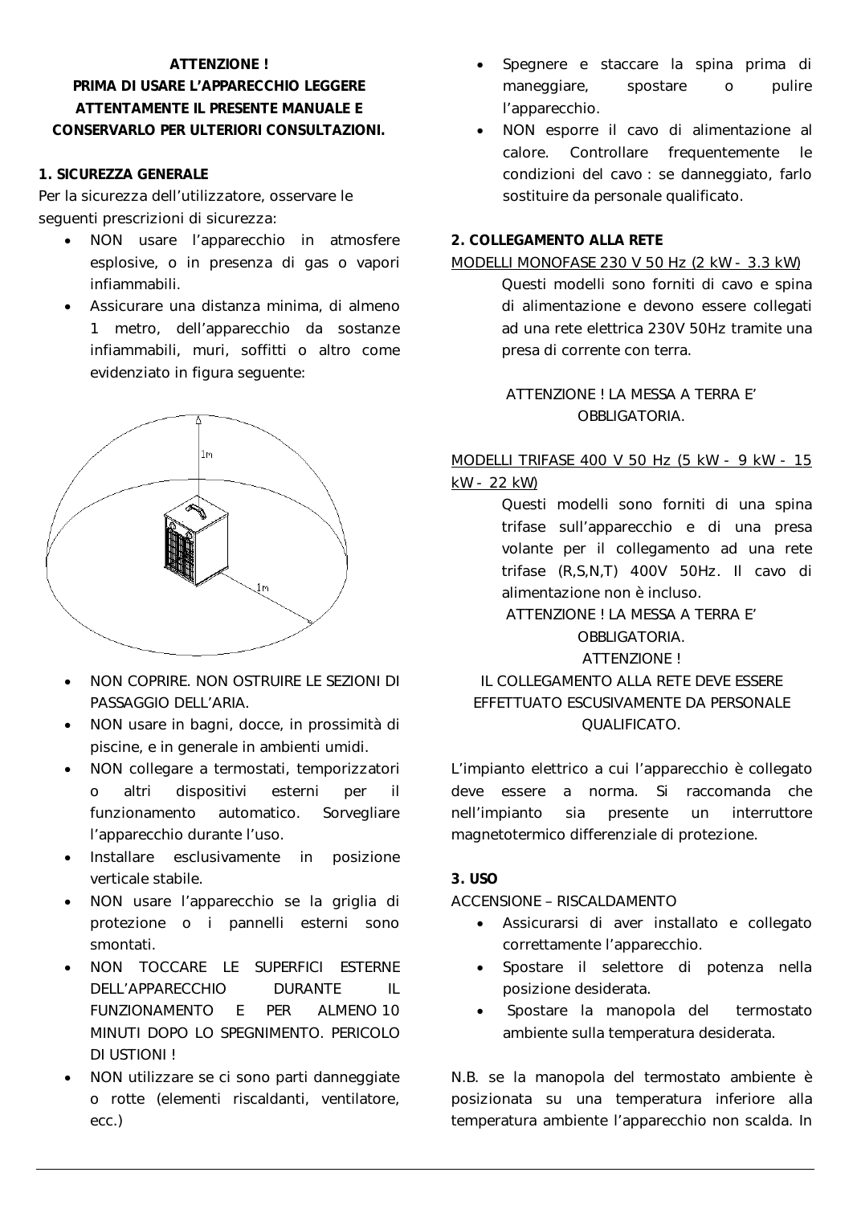**ATTENZIONE !**
**PRIMA DI USARE L'APPARECCHIO LEGGERE ATTENTAMENTE IL PRESENTE MANUALE E CONSERVARLO PER ULTERIORI CONSULTAZIONI.**

**1. SICUREZZA GENERALE**

Per la sicurezza dell'utilizzatore, osservare le seguenti prescrizioni di sicurezza:

- NON usare l'apparecchio in atmosfere esplosive, o in presenza di gas o vapori infiammabili.
- Assicurare una distanza minima, di almeno 1 metro, dell'apparecchio da sostanze infiammabili, muri, soffitti o altro come evidenziato in figura seguente:
- NON COPRIRE. NON OSTRUIRE LE SEZIONI DI PASSAGGIO DELL'ARIA.
- NON usare in bagni, docce, in prossimità di piscine, e in generale in ambienti umidi.
- NON collegare a termostati, temporizzatori o altri dispositivi esterni per il funzionamento automatico. Sorvegliare l'apparecchio durante l'uso.
- Installare esclusivamente in posizione verticale stabile.
- NON usare l'apparecchio se la griglia di protezione o i pannelli esterni sono smontati.
- NON TOCCARE LE SUPERFICI ESTERNE DELL'APPARECCHIO DURANTE IL FUNZIONAMENTO E PER ALMENO 10 MINUTI DOPO LO SPEGNIMENTO. PERICOLO DI USTIONI !
- NON utilizzare se ci sono parti danneggiate o rotte (elementi riscaldanti, ventilatore, ecc.)
- Spegnere e staccare la spina prima di maneggiare, spostare o pulire l'apparecchio.
- NON esporre il cavo di alimentazione al calore. Controllare frequentemente le condizioni del cavo : se danneggiato, farlo sostituire da personale qualificato.

**2. COLLEGAMENTO ALLA RETE**

MODELLI MONOFASE 230 V 50 Hz (2 kW - 3.3 kW)

Questi modelli sono forniti di cavo e spina di alimentazione e devono essere collegati ad una rete elettrica 230V 50Hz tramite una presa di corrente con terra.

ATTENZIONE ! LA MESSA A TERRA E' OBBLIGATORIA.

MODELLI TRIFASE 400 V 50 Hz (5 kW - 9 kW - 15 kW - 22 kW)

Questi modelli sono forniti di una spina trifase sull'apparecchio e di una presa volante per il collegamento ad una rete trifase (R,S,N,T) 400V 50Hz. Il cavo di alimentazione non è incluso.

ATTENZIONE ! LA MESSA A TERRA E' OBBLIGATORIA.

ATTENZIONE !
IL COLLEGAMENTO ALLA RETE DEVE ESSERE EFFETTUATO ESCUSIVAMENTE DA PERSONALE QUALIFICATO.

L'impianto elettrico a cui l'apparecchio è collegato deve essere a norma. Si raccomanda che nell'impianto sia presente un interruttore magnetotermico differenziale di protezione.

**3. USO**

ACCENSIONE – RISCALDAMENTO

- Assicurarsi di aver installato e collegato correttamente l'apparecchio.
- Spostare il selettore di potenza nella posizione desiderata.
- Spostare la manopola del termostato ambiente sulla temperatura desiderata.

N.B. se la manopola del termostato ambiente è posizionata su una temperatura inferiore alla temperatura ambiente l'apparecchio non scalda. In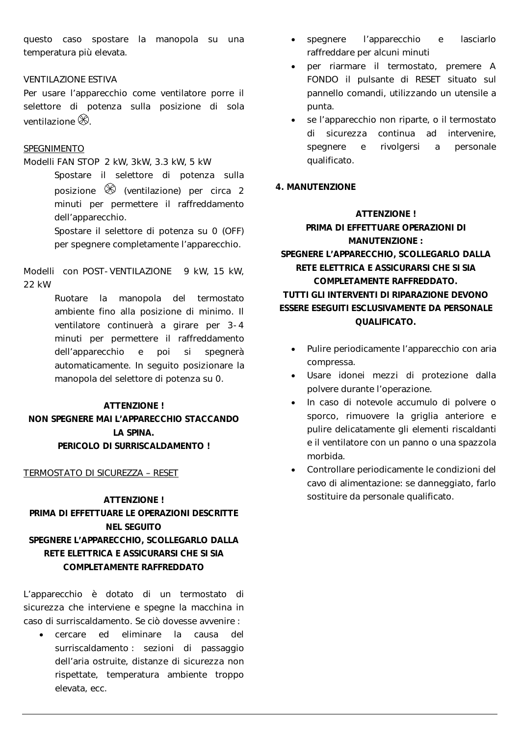questo caso spostare la manopola su una temperatura più elevata.

VENTILAZIONE ESTIVA

Per usare l'apparecchio come ventilatore porre il selettore di potenza sulla posizione di sola ventilazione ⊗.

SPEGNIMENTO

Modelli FAN STOP 2 kW, 3kW, 3.3 kW, 5 kW

Spostare il selettore di potenza sulla posizione ⊗ (ventilazione) per circa 2 minuti per permettere il raffreddamento dell'apparecchio.

Spostare il selettore di potenza su 0 (OFF) per spegnere completamente l'apparecchio.

Modelli con POST-VENTILAZIONE 9 kW, 15 kW, 22 kW

Ruotare la manopola del termostato ambiente fino alla posizione di minimo. Il ventilatore continuerà a girare per 3-4 minuti per permettere il raffreddamento dell'apparecchio e poi si spegnerà automaticamente. In seguito posizionare la manopola del selettore di potenza su 0.

**ATTENZIONE !**
**NON SPEGNERE MAI L'APPARECCHIO STACCANDO LA SPINA.**
**PERICOLO DI SURRISCALDAMENTO !**

TERMOSTATO DI SICUREZZA – RESET

**ATTENZIONE !**
**PRIMA DI EFFETTUARE LE OPERAZIONI DESCRITTE NEL SEGUITO**
**SPEGNERE L'APPARECCHIO, SCOLLEGARLO DALLA RETE ELETTRICA E ASSICURARSI CHE SI SIA COMPLETAMENTE RAFFREDDATO**

L'apparecchio è dotato di un termostato di sicurezza che interviene e spegne la macchina in caso di surriscaldamento. Se ciò dovesse avvenire :

- cercare ed eliminare la causa del surriscaldamento : sezioni di passaggio dell'aria ostruite, distanze di sicurezza non rispettate, temperatura ambiente troppo elevata, ecc.
- spegnere l'apparecchio e lasciarlo raffreddare per alcuni minuti
- per riarmare il termostato, premere A FONDO il pulsante di RESET situato sul pannello comandi, utilizzando un utensile a punta.
- se l'apparecchio non riparte, o il termostato di sicurezza continua ad intervenire, spegnere e rivolgersi a personale qualificato.

**4. MANUTENZIONE**

**ATTENZIONE !**
**PRIMA DI EFFETTUARE OPERAZIONI DI MANUTENZIONE :**
**SPEGNERE L'APPARECCHIO, SCOLLEGARLO DALLA RETE ELETTRICA E ASSICURARSI CHE SI SIA COMPLETAMENTE RAFFREDDATO.**
**TUTTI GLI INTERVENTI DI RIPARAZIONE DEVONO ESSERE ESEGUITI ESCLUSIVAMENTE DA PERSONALE QUALIFICATO.**

- Pulire periodicamente l'apparecchio con aria compressa.
- Usare idonei mezzi di protezione dalla polvere durante l'operazione.
- In caso di notevole accumulo di polvere o sporco, rimuovere la griglia anteriore e pulire delicatamente gli elementi riscaldanti e il ventilatore con un panno o una spazzola morbida.
- Controllare periodicamente le condizioni del cavo di alimentazione: se danneggiato, farlo sostituire da personale qualificato.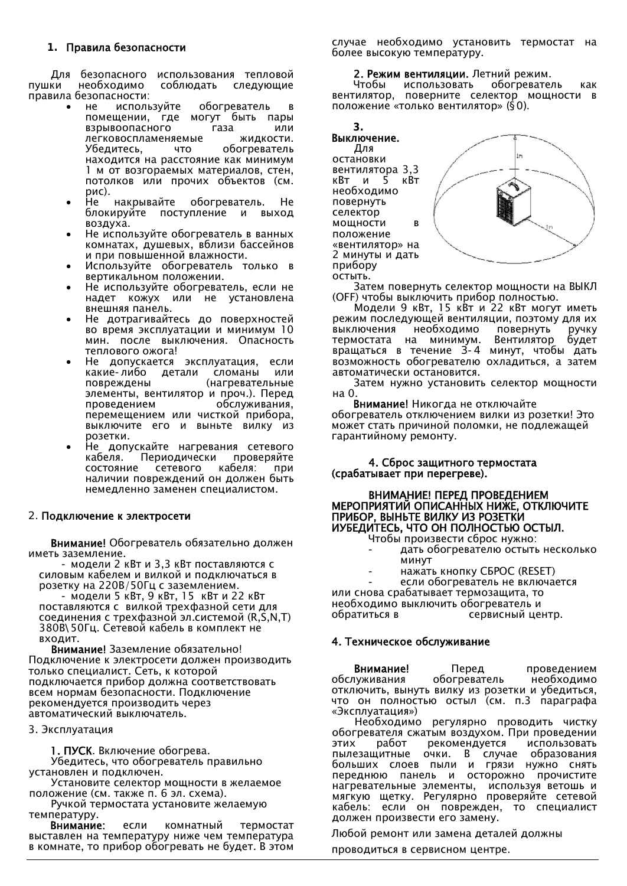## 1. Правила безопасности

Для безопасного использования тепловой пушки необходимо соблюдать следующие правила безопасности:

- не используйте обогреватель в помещении, где могут быть пары взрывоопасного газа или легковоспламеняемые жидкости. Убедитесь, что обогреватель находится на расстоянии как минимум 1 м от возгораемых материалов, стен, потолков или прочих объектов (см. рис).
- Не накрывайте обогреватель. Не блокируйте поступление и выход воздуха.
- Не используйте обогреватель в ванных комнатах, душевых, вблизи бассейнов и при повышенной влажности.
- Используйте обогреватель только в вертикальном положении.
- Не используйте обогреватель, если не надет кожух или не установлена внешняя панель.
- Не дотрагивайтесь до поверхностей во время эксплуатации и минимум 10 мин. после выключения. Опасность теплового ожога!
- Не допускается эксплуатация, если какие-либо детали сломаны или повреждены (нагревательные элементы, вентилятор и проч.). Перед проведением обслуживания, перемещением или чисткой прибора, выключите его и выньте вилку из розетки.
- Не допускайте нагревания сетевого кабеля. Периодически проверяйте состояние сетевого кабеля: при наличии повреждений он должен быть немедленно заменен специалистом.

## 2. Подключение к электросети

**Внимание!** Обогреватель обязательно должен иметь заземление.

- модели 2 кВт и 3,3 кВт поставляются с силовым кабелем и вилкой и подключаться в розетку на 220В/50Гц с заземлением.
- модели 5 кВт, 9 кВт, 15 кВт и 22 кВт поставляются с вилкой трехфазной сети для соединения с трехфазной эл.системой (R,S,N,T) 380В\50Гц. Сетевой кабель в комплект не входит.

**Внимание!** Заземление обязательно! Подключение к электросети должен производить только специалист. Сеть, к которой подключается прибор должна соответствовать всем нормам безопасности. Подключение рекомендуется производить через автоматический выключатель.

## 3. Эксплуатация

**1. ПУСК**. Включение обогрева.

Убедитесь, что обогреватель правильно установлен и подключен.

Установите селектор мощности в желаемое положение (см. также п. 6 эл. схема).

Ручкой термостата установите желаемую температуру.

**Внимание**: если комнатный термостат выставлен на температуру ниже чем температура в комнате, то прибор обогревать не будет. В этом случае необходимо установить термостат на более высокую температуру.

**2. Режим вентиляции.** Летний режим.

Чтобы использовать обогреватель как вентилятор, поверните селектор мощности в положение «только вентилятор» (§0).

**3. Выключение.**

Для остановки вентилятора 3,3 кВт и 5 кВт необходимо повернуть селектор мощности в положение «вентилятор» на 2 минуты и дать прибору остыть.

Затем повернуть селектор мощности на ВЫКЛ (OFF) чтобы выключить прибор полностью.

Модели 9 кВт, 15 кВт и 22 кВт могут иметь режим последующей вентиляции, поэтому для их выключения необходимо повернуть ручку термостата на минимум. Вентилятор будет вращаться в течение 3-4 минут, чтобы дать возможность обогревателю охладиться, а затем автоматически остановится.

Затем нужно установить селектор мощности на 0.

**Внимание!** Никогда не отключайте обогреватель отключением вилки из розетки! Это может стать причиной поломки, не подлежащей гарантийному ремонту.

**4. Сброс защитного термостата (срабатывает при перегреве).**

**ВНИМАНИЕ! ПЕРЕД ПРОВЕДЕНИЕМ МЕРОПРИЯТИЙ ОПИСАННЫХ НИЖЕ, ОТКЛЮЧИТЕ ПРИБОР, ВЫНЬТЕ ВИЛКУ ИЗ РОЗЕТКИ ИУБЕДИТЕСЬ, ЧТО ОН ПОЛНОСТЬЮ ОСТЫЛ.**

Чтобы произвести сброс нужно:

- дать обогревателю остыть несколько минут
- нажать кнопку СБРОС (RESET)
- если обогреватель не включается или снова срабатывает термозащита, то необходимо выключить обогреватель и обратиться в сервисный центр.

## 4. Техническое обслуживание

**Внимание!** Перед проведением обслуживания обогреватель необходимо отключить, вынуть вилку из розетки и убедиться, что он полностью остыл (см. п.3 параграфа «Эксплуатация»)

Необходимо регулярно проводить чистку обогревателя сжатым воздухом. При проведении этих работ рекомендуется использовать пылезащитные очки. В случае образования больших слоев пыли и грязи нужно снять переднюю панель и осторожно прочистите нагревательные элементы, используя ветошь и мягкую щетку. Регулярно проверяйте сетевой кабель: если он поврежден, то специалист должен произвести его замену.

Любой ремонт или замена деталей должны проводиться в сервисном центре.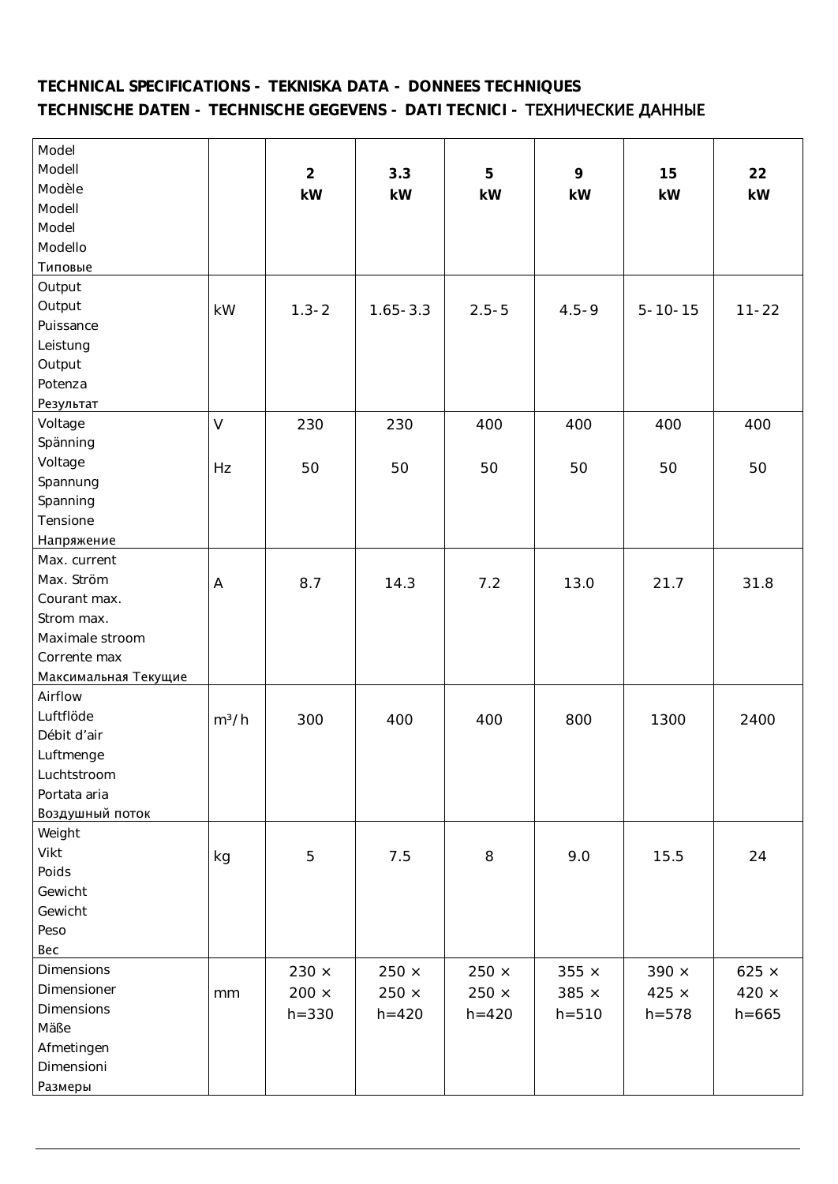**TECHNICAL SPECIFICATIONS - TEKNISKA DATA - DONNEES TECHNIQUES**
**TECHNISCHE DATEN - TECHNISCHE GEGEVENS - DATI TECNICI - ТЕХНИЧЕСКИЕ ДАННЫЕ**

| Model<br>Modell<br>Modèle<br>Modell<br>Model<br>Modello<br>Типовые | | **2 kW** | **3.3 kW** | **5 kW** | **9 kW** | **15 kW** | **22 kW** |
|---|---|---|---|---|---|---|---|
| Output<br>Output<br>Puissance<br>Leistung<br>Output<br>Potenza<br>Результат | kW | 1.3-2 | 1.65-3.3 | 2.5-5 | 4.5-9 | 5-10-15 | 11-22 |
| Voltage<br>Spänning<br>Voltage<br>Spannung<br>Spanning<br>Tensione<br>Напряжение | V<br><br>Hz | 230<br><br>50 | 230<br><br>50 | 400<br><br>50 | 400<br><br>50 | 400<br><br>50 | 400<br><br>50 |
| Max. current<br>Max. Ström<br>Courant max.<br>Strom max.<br>Maximale stroom<br>Corrente max<br>Максимальная Текущие | A | 8.7 | 14.3 | 7.2 | 13.0 | 21.7 | 31.8 |
| Airflow<br>Luftflöde<br>Débit d'air<br>Luftmenge<br>Luchtstroom<br>Portata aria<br>Воздушный поток | m³/h | 300 | 400 | 400 | 800 | 1300 | 2400 |
| Weight<br>Vikt<br>Poids<br>Gewicht<br>Gewicht<br>Peso<br>Вес | kg | 5 | 7.5 | 8 | 9.0 | 15.5 | 24 |
| Dimensions<br>Dimensioner<br>Dimensions<br>Mäße<br>Afmetingen<br>Dimensioni<br>Размеры | mm | 230 ×<br>200 ×<br>h=330 | 250 ×<br>250 ×<br>h=420 | 250 ×<br>250 ×<br>h=420 | 355 ×<br>385 ×<br>h=510 | 390 ×<br>425 ×<br>h=578 | 625 ×<br>420 ×<br>h=665 |